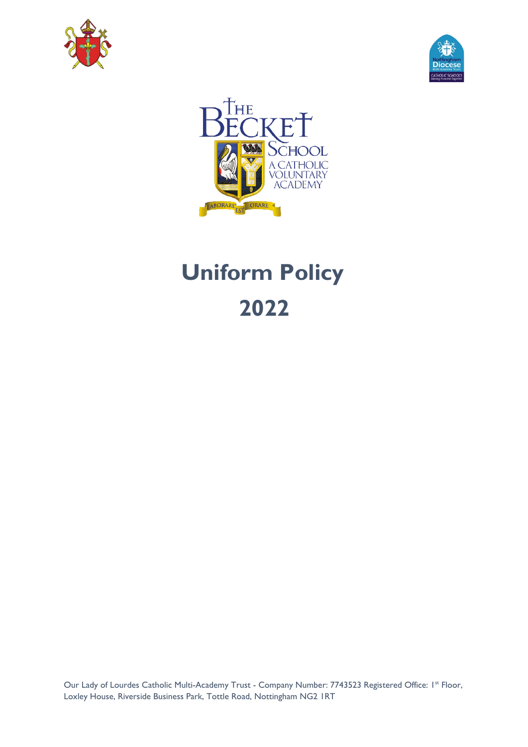# Uniform Policy

# 2022

Our Lady of Lourdes Catholic Multi-Academy Trust - Company Number: 7743523 Registered Office: 1st Floor, Loxley House, Riverside Business Park, Tottle Road, Nottingham NG2 1RT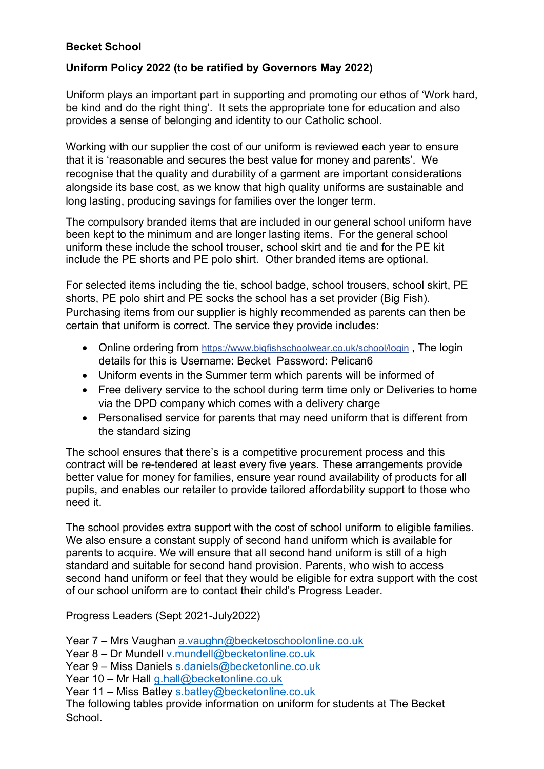**Becket School**

**Uniform Policy 2022 (to be ratified by Governors May 2022)**

Uniform plays an important part in supporting and promoting our ethos of 'Work hard, be kind and do the right thing'. It sets the appropriate tone for education and also provides a sense of belonging and identity to our Catholic school.

Working with our supplier the cost of our uniform is reviewed each year to ensure that it is 'reasonable and secures the best value for money and parents'. We recognise that the quality and durability of a garment are important considerations alongside its base cost, as we know that high quality uniforms are sustainable and long lasting, producing savings for families over the longer term.

The compulsory branded items that are included in our general school uniform have been kept to the minimum and are longer lasting items. For the general school uniform these include the school trouser, school skirt and tie and for the PE kit include the PE shorts and PE polo shirt. Other branded items are optional.

For selected items including the tie, school badge, school trousers, school skirt, PE shorts, PE polo shirt and PE socks the school has a set provider (Big Fish). Purchasing items from our supplier is highly recommended as parents can then be certain that uniform is correct. The service they provide includes:

- Online ordering from https://www.bigfishschoolwear.co.uk/school/login , The login details for this is Username: Becket Password: Pelican6
- Uniform events in the Summer term which parents will be informed of
- Free delivery service to the school during term time only or Deliveries to home via the DPD company which comes with a delivery charge
- Personalised service for parents that may need uniform that is different from the standard sizing

The school ensures that there's is a competitive procurement process and this contract will be re-tendered at least every five years. These arrangements provide better value for money for families, ensure year round availability of products for all pupils, and enables our retailer to provide tailored affordability support to those who need it.

The school provides extra support with the cost of school uniform to eligible families. We also ensure a constant supply of second hand uniform which is available for parents to acquire. We will ensure that all second hand uniform is still of a high standard and suitable for second hand provision. Parents, who wish to access second hand uniform or feel that they would be eligible for extra support with the cost of our school uniform are to contact their child's Progress Leader.

Progress Leaders (Sept 2021-July2022)

Year 7 – Mrs Vaughan a.vaughn@becketoschoolonline.co.uk
Year 8 – Dr Mundell v.mundell@becketonline.co.uk
Year 9 – Miss Daniels s.daniels@becketonline.co.uk
Year 10 – Mr Hall g.hall@becketonline.co.uk
Year 11 – Miss Batley s.batley@becketonline.co.uk
The following tables provide information on uniform for students at The Becket School.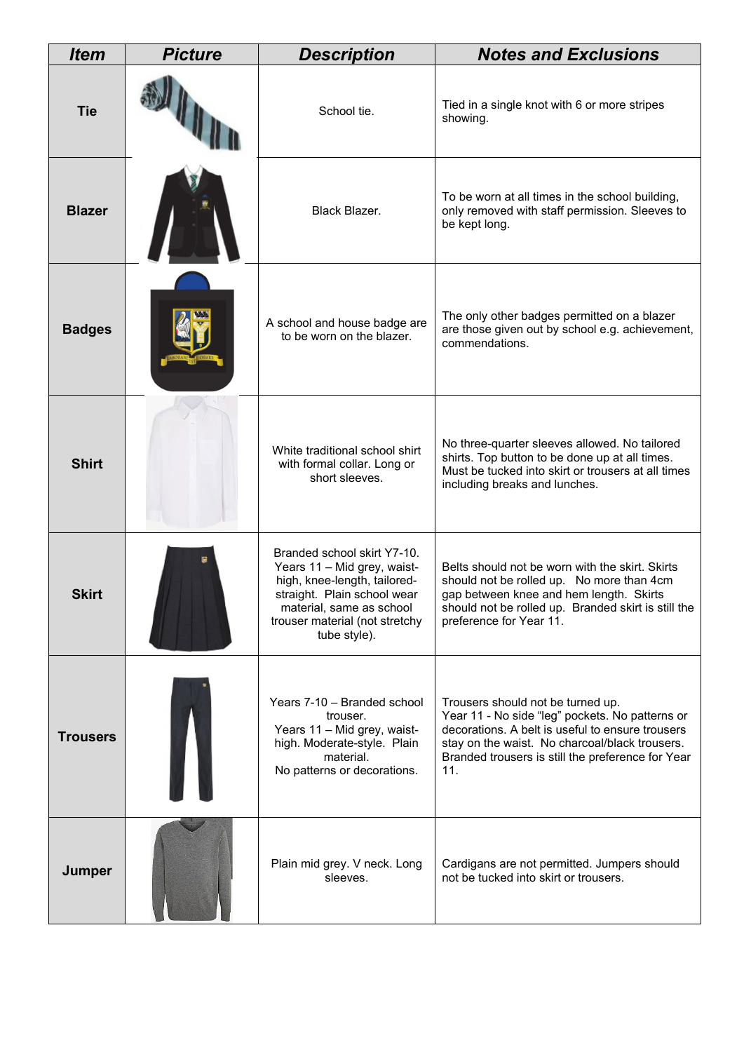| Item | Picture | Description | Notes and Exclusions |
| --- | --- | --- | --- |
| **Tie** | | School tie. | Tied in a single knot with 6 or more stripes showing. |
| **Blazer** | | Black Blazer. | To be worn at all times in the school building, only removed with staff permission. Sleeves to be kept long. |
| **Badges** | | A school and house badge are to be worn on the blazer. | The only other badges permitted on a blazer are those given out by school e.g. achievement, commendations. |
| **Shirt** | | White traditional school shirt with formal collar. Long or short sleeves. | No three-quarter sleeves allowed. No tailored shirts. Top button to be done up at all times. Must be tucked into skirt or trousers at all times including breaks and lunches. |
| **Skirt** | | Branded school skirt Y7-10. Years 11 – Mid grey, waist-high, knee-length, tailored-straight. Plain school wear material, same as school trouser material (not stretchy tube style). | Belts should not be worn with the skirt. Skirts should not be rolled up. No more than 4cm gap between knee and hem length. Skirts should not be rolled up. Branded skirt is still the preference for Year 11. |
| **Trousers** | | Years 7-10 – Branded school trouser.<br>Years 11 – Mid grey, waist-high. Moderate-style. Plain material.<br>No patterns or decorations. | Trousers should not be turned up.<br>Year 11 - No side "leg" pockets. No patterns or decorations. A belt is useful to ensure trousers stay on the waist. No charcoal/black trousers. Branded trousers is still the preference for Year 11. |
| **Jumper** | | Plain mid grey. V neck. Long sleeves. | Cardigans are not permitted. Jumpers should not be tucked into skirt or trousers. |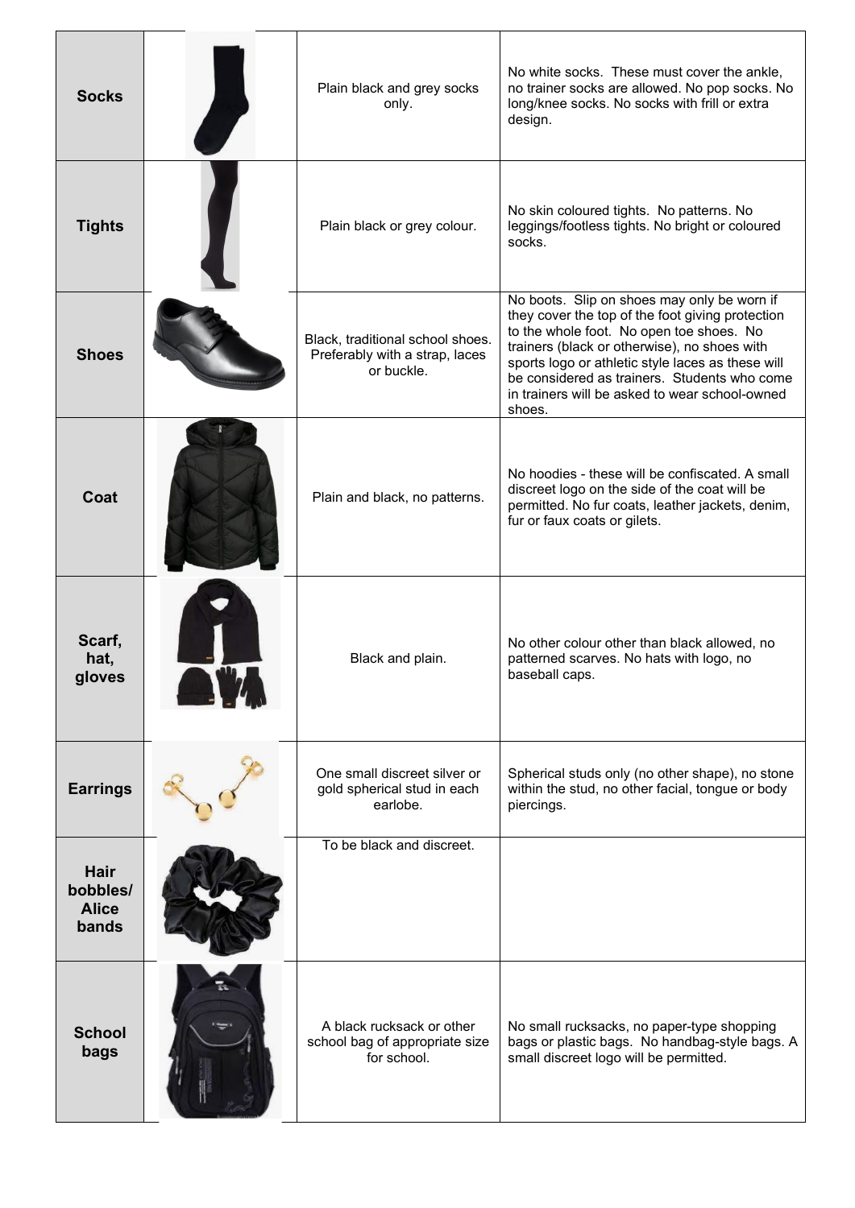| | | | |
|---|---|---|---|
| **Socks** | | Plain black and grey socks only. | No white socks. These must cover the ankle, no trainer socks are allowed. No pop socks. No long/knee socks. No socks with frill or extra design. |
| **Tights** | | Plain black or grey colour. | No skin coloured tights. No patterns. No leggings/footless tights. No bright or coloured socks. |
| **Shoes** | | Black, traditional school shoes. Preferably with a strap, laces or buckle. | No boots. Slip on shoes may only be worn if they cover the top of the foot giving protection to the whole foot. No open toe shoes. No trainers (black or otherwise), no shoes with sports logo or athletic style laces as these will be considered as trainers. Students who come in trainers will be asked to wear school-owned shoes. |
| **Coat** | | Plain and black, no patterns. | No hoodies - these will be confiscated. A small discreet logo on the side of the coat will be permitted. No fur coats, leather jackets, denim, fur or faux coats or gilets. |
| **Scarf, hat, gloves** | | Black and plain. | No other colour other than black allowed, no patterned scarves. No hats with logo, no baseball caps. |
| **Earrings** | | One small discreet silver or gold spherical stud in each earlobe. | Spherical studs only (no other shape), no stone within the stud, no other facial, tongue or body piercings. |
| **Hair bobbles/ Alice bands** | | To be black and discreet. | |
| **School bags** | | A black rucksack or other school bag of appropriate size for school. | No small rucksacks, no paper-type shopping bags or plastic bags. No handbag-style bags. A small discreet logo will be permitted. |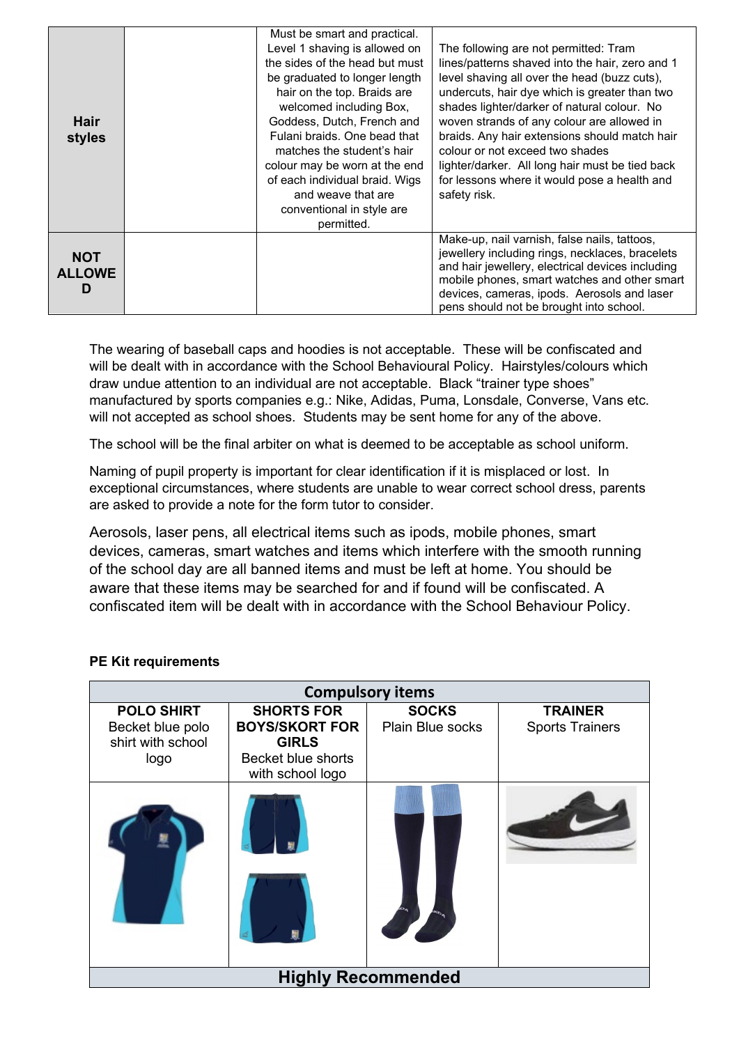| | | | |
|---|---|---|---|
| **Hair styles** | | Must be smart and practical. Level 1 shaving is allowed on the sides of the head but must be graduated to longer length hair on the top. Braids are welcomed including Box, Goddess, Dutch, French and Fulani braids. One bead that matches the student's hair colour may be worn at the end of each individual braid. Wigs and weave that are conventional in style are permitted. | The following are not permitted: Tram lines/patterns shaved into the hair, zero and 1 level shaving all over the head (buzz cuts), undercuts, hair dye which is greater than two shades lighter/darker of natural colour. No woven strands of any colour are allowed in braids. Any hair extensions should match hair colour or not exceed two shades lighter/darker. All long hair must be tied back for lessons where it would pose a health and safety risk. |
| **NOT ALLOWED** | | | Make-up, nail varnish, false nails, tattoos, jewellery including rings, necklaces, bracelets and hair jewellery, electrical devices including mobile phones, smart watches and other smart devices, cameras, ipods. Aerosols and laser pens should not be brought into school. |

The wearing of baseball caps and hoodies is not acceptable. These will be confiscated and will be dealt with in accordance with the School Behavioural Policy. Hairstyles/colours which draw undue attention to an individual are not acceptable. Black "trainer type shoes" manufactured by sports companies e.g.: Nike, Adidas, Puma, Lonsdale, Converse, Vans etc. will not accepted as school shoes. Students may be sent home for any of the above.

The school will be the final arbiter on what is deemed to be acceptable as school uniform.

Naming of pupil property is important for clear identification if it is misplaced or lost. In exceptional circumstances, where students are unable to wear correct school dress, parents are asked to provide a note for the form tutor to consider.

Aerosols, laser pens, all electrical items such as ipods, mobile phones, smart devices, cameras, smart watches and items which interfere with the smooth running of the school day are all banned items and must be left at home. You should be aware that these items may be searched for and if found will be confiscated. A confiscated item will be dealt with in accordance with the School Behaviour Policy.

**PE Kit requirements**

| **Compulsory items** | | | |
|---|---|---|---|
| **POLO SHIRT** Becket blue polo shirt with school logo | **SHORTS FOR BOYS/SKORT FOR GIRLS** Becket blue shorts with school logo | **SOCKS** Plain Blue socks | **TRAINER** Sports Trainers |
| **Highly Recommended** | | | |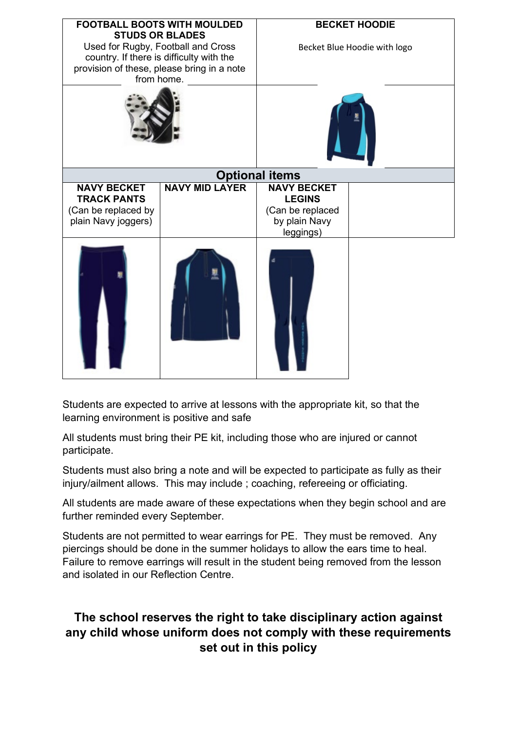| FOOTBALL BOOTS WITH MOULDED STUDS OR BLADES<br>Used for Rugby, Football and Cross country. If there is difficulty with the provision of these, please bring in a note from home. | BECKET HOODIE<br>Becket Blue Hoodie with logo |
| --- | --- |
| | |

## Optional items

| NAVY BECKET TRACK PANTS (Can be replaced by plain Navy joggers) | NAVY MID LAYER | NAVY BECKET LEGINS (Can be replaced by plain Navy leggings) | |
| --- | --- | --- | --- |
| | | | |

Students are expected to arrive at lessons with the appropriate kit, so that the learning environment is positive and safe

All students must bring their PE kit, including those who are injured or cannot participate.

Students must also bring a note and will be expected to participate as fully as their injury/ailment allows. This may include ; coaching, refereeing or officiating.

All students are made aware of these expectations when they begin school and are further reminded every September.

Students are not permitted to wear earrings for PE. They must be removed. Any piercings should be done in the summer holidays to allow the ears time to heal. Failure to remove earrings will result in the student being removed from the lesson and isolated in our Reflection Centre.

**The school reserves the right to take disciplinary action against any child whose uniform does not comply with these requirements set out in this policy**